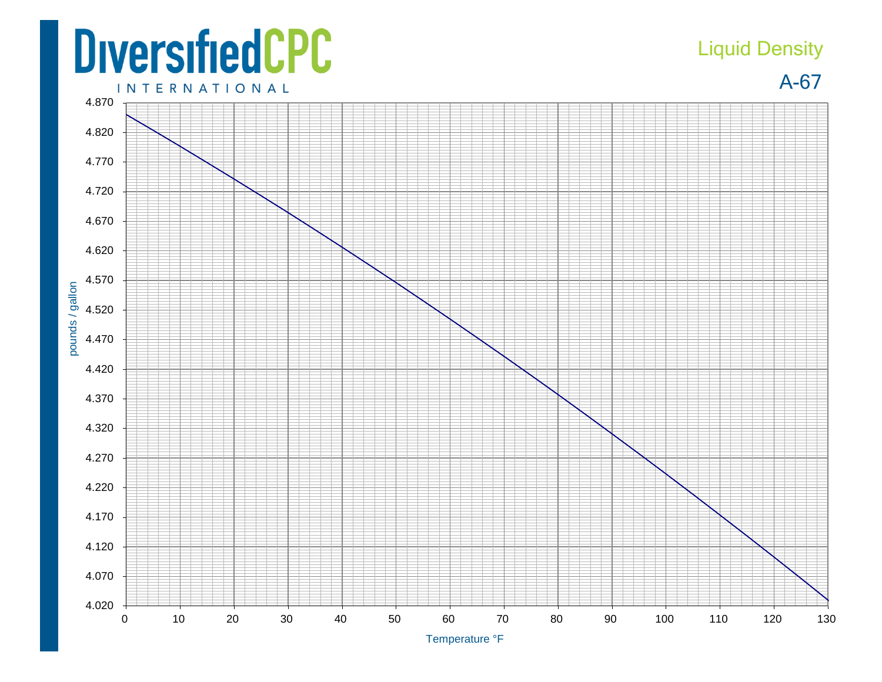# DiversifiedCPC

INTERNATIONAL

## Liquid Density

## A-67

pounds / gallon

4.870
4.820
4.770
4.720
4.670
4.620
4.570
4.520
4.470
4.420
4.370
4.320
4.270
4.220
4.170
4.120
4.070
4.020

0 10 20 30 40 50 60 70 80 90 100 110 120 130

Temperature °F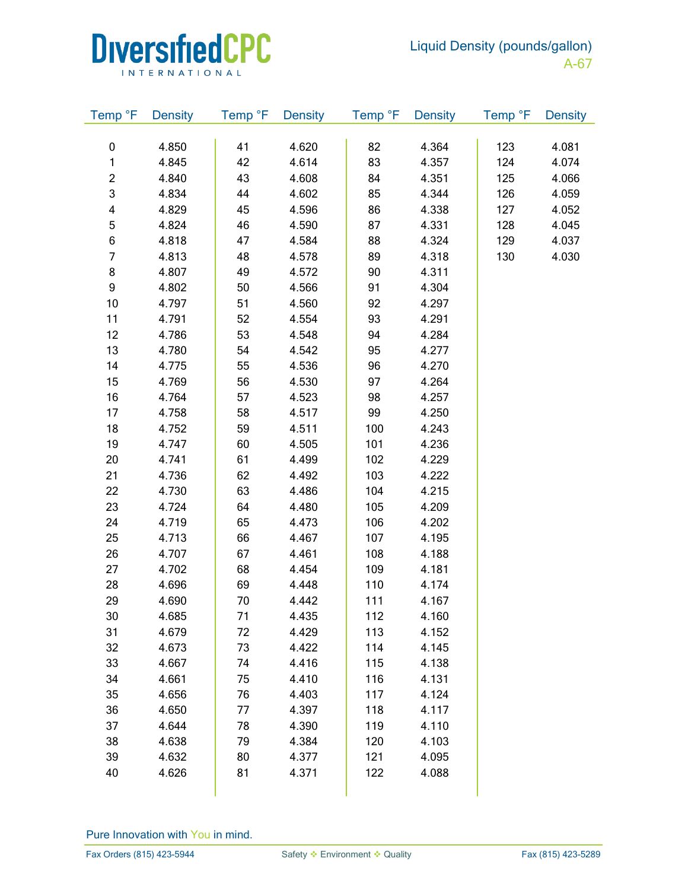# DiversifiedCPC INTERNATIONAL

## Liquid Density (pounds/gallon)

A-67

| Temp °F | Density | Temp °F | Density | Temp °F | Density | Temp °F | Density |
|---|---|---|---|---|---|---|---|
| 0 | 4.850 | 41 | 4.620 | 82 | 4.364 | 123 | 4.081 |
| 1 | 4.845 | 42 | 4.614 | 83 | 4.357 | 124 | 4.074 |
| 2 | 4.840 | 43 | 4.608 | 84 | 4.351 | 125 | 4.066 |
| 3 | 4.834 | 44 | 4.602 | 85 | 4.344 | 126 | 4.059 |
| 4 | 4.829 | 45 | 4.596 | 86 | 4.338 | 127 | 4.052 |
| 5 | 4.824 | 46 | 4.590 | 87 | 4.331 | 128 | 4.045 |
| 6 | 4.818 | 47 | 4.584 | 88 | 4.324 | 129 | 4.037 |
| 7 | 4.813 | 48 | 4.578 | 89 | 4.318 | 130 | 4.030 |
| 8 | 4.807 | 49 | 4.572 | 90 | 4.311 | | |
| 9 | 4.802 | 50 | 4.566 | 91 | 4.304 | | |
| 10 | 4.797 | 51 | 4.560 | 92 | 4.297 | | |
| 11 | 4.791 | 52 | 4.554 | 93 | 4.291 | | |
| 12 | 4.786 | 53 | 4.548 | 94 | 4.284 | | |
| 13 | 4.780 | 54 | 4.542 | 95 | 4.277 | | |
| 14 | 4.775 | 55 | 4.536 | 96 | 4.270 | | |
| 15 | 4.769 | 56 | 4.530 | 97 | 4.264 | | |
| 16 | 4.764 | 57 | 4.523 | 98 | 4.257 | | |
| 17 | 4.758 | 58 | 4.517 | 99 | 4.250 | | |
| 18 | 4.752 | 59 | 4.511 | 100 | 4.243 | | |
| 19 | 4.747 | 60 | 4.505 | 101 | 4.236 | | |
| 20 | 4.741 | 61 | 4.499 | 102 | 4.229 | | |
| 21 | 4.736 | 62 | 4.492 | 103 | 4.222 | | |
| 22 | 4.730 | 63 | 4.486 | 104 | 4.215 | | |
| 23 | 4.724 | 64 | 4.480 | 105 | 4.209 | | |
| 24 | 4.719 | 65 | 4.473 | 106 | 4.202 | | |
| 25 | 4.713 | 66 | 4.467 | 107 | 4.195 | | |
| 26 | 4.707 | 67 | 4.461 | 108 | 4.188 | | |
| 27 | 4.702 | 68 | 4.454 | 109 | 4.181 | | |
| 28 | 4.696 | 69 | 4.448 | 110 | 4.174 | | |
| 29 | 4.690 | 70 | 4.442 | 111 | 4.167 | | |
| 30 | 4.685 | 71 | 4.435 | 112 | 4.160 | | |
| 31 | 4.679 | 72 | 4.429 | 113 | 4.152 | | |
| 32 | 4.673 | 73 | 4.422 | 114 | 4.145 | | |
| 33 | 4.667 | 74 | 4.416 | 115 | 4.138 | | |
| 34 | 4.661 | 75 | 4.410 | 116 | 4.131 | | |
| 35 | 4.656 | 76 | 4.403 | 117 | 4.124 | | |
| 36 | 4.650 | 77 | 4.397 | 118 | 4.117 | | |
| 37 | 4.644 | 78 | 4.390 | 119 | 4.110 | | |
| 38 | 4.638 | 79 | 4.384 | 120 | 4.103 | | |
| 39 | 4.632 | 80 | 4.377 | 121 | 4.095 | | |
| 40 | 4.626 | 81 | 4.371 | 122 | 4.088 | | |

Pure Innovation with You in mind.

Fax Orders (815) 423-5944 | Safety ❖ Environment ❖ Quality | Fax (815) 423-5289